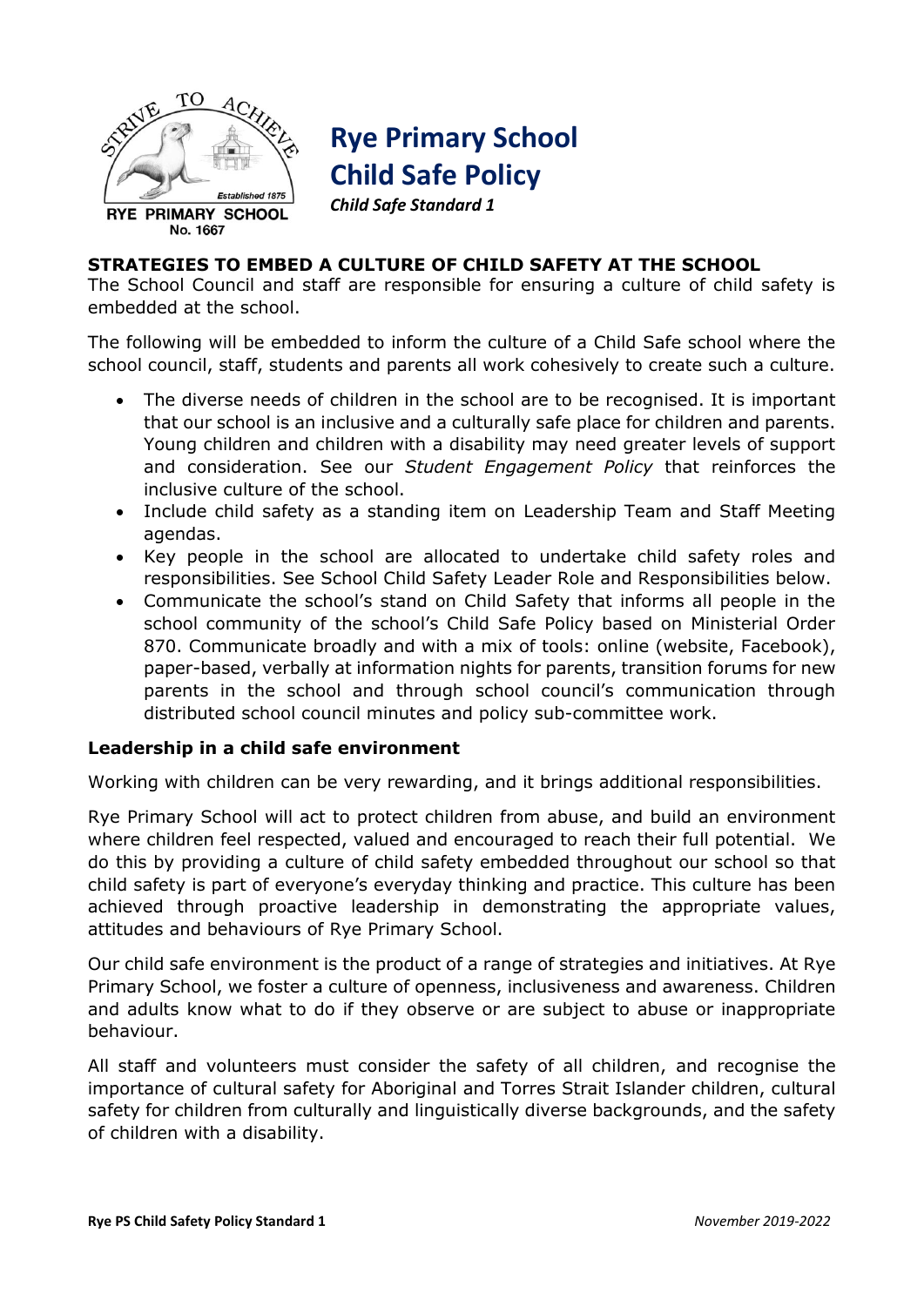RYE PRIMARY SCHOOL
No. 1667

# Rye Primary School
# Child Safe Policy

***Child Safe Standard 1***

**STRATEGIES TO EMBED A CULTURE OF CHILD SAFETY AT THE SCHOOL**

The School Council and staff are responsible for ensuring a culture of child safety is embedded at the school.

The following will be embedded to inform the culture of a Child Safe school where the school council, staff, students and parents all work cohesively to create such a culture.

- The diverse needs of children in the school are to be recognised. It is important that our school is an inclusive and a culturally safe place for children and parents. Young children and children with a disability may need greater levels of support and consideration. See our *Student Engagement Policy* that reinforces the inclusive culture of the school.
- Include child safety as a standing item on Leadership Team and Staff Meeting agendas.
- Key people in the school are allocated to undertake child safety roles and responsibilities. See School Child Safety Leader Role and Responsibilities below.
- Communicate the school's stand on Child Safety that informs all people in the school community of the school's Child Safe Policy based on Ministerial Order 870. Communicate broadly and with a mix of tools: online (website, Facebook), paper-based, verbally at information nights for parents, transition forums for new parents in the school and through school council's communication through distributed school council minutes and policy sub-committee work.

**Leadership in a child safe environment**

Working with children can be very rewarding, and it brings additional responsibilities.

Rye Primary School will act to protect children from abuse, and build an environment where children feel respected, valued and encouraged to reach their full potential. We do this by providing a culture of child safety embedded throughout our school so that child safety is part of everyone's everyday thinking and practice. This culture has been achieved through proactive leadership in demonstrating the appropriate values, attitudes and behaviours of Rye Primary School.

Our child safe environment is the product of a range of strategies and initiatives. At Rye Primary School, we foster a culture of openness, inclusiveness and awareness. Children and adults know what to do if they observe or are subject to abuse or inappropriate behaviour.

All staff and volunteers must consider the safety of all children, and recognise the importance of cultural safety for Aboriginal and Torres Strait Islander children, cultural safety for children from culturally and linguistically diverse backgrounds, and the safety of children with a disability.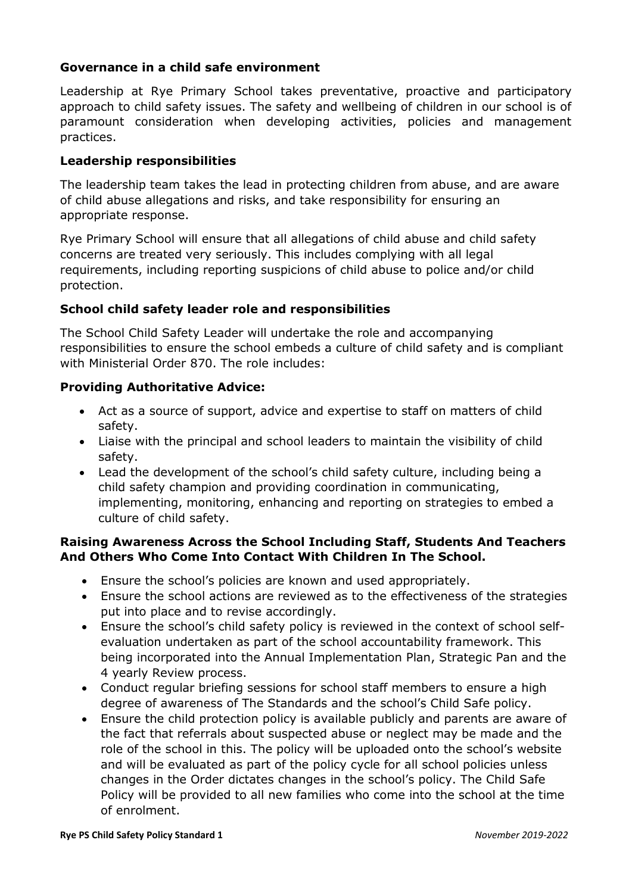### Governance in a child safe environment

Leadership at Rye Primary School takes preventative, proactive and participatory approach to child safety issues. The safety and wellbeing of children in our school is of paramount consideration when developing activities, policies and management practices.

### Leadership responsibilities

The leadership team takes the lead in protecting children from abuse, and are aware of child abuse allegations and risks, and take responsibility for ensuring an appropriate response.

Rye Primary School will ensure that all allegations of child abuse and child safety concerns are treated very seriously. This includes complying with all legal requirements, including reporting suspicions of child abuse to police and/or child protection.

### School child safety leader role and responsibilities

The School Child Safety Leader will undertake the role and accompanying responsibilities to ensure the school embeds a culture of child safety and is compliant with Ministerial Order 870. The role includes:

### Providing Authoritative Advice:

- Act as a source of support, advice and expertise to staff on matters of child safety.
- Liaise with the principal and school leaders to maintain the visibility of child safety.
- Lead the development of the school's child safety culture, including being a child safety champion and providing coordination in communicating, implementing, monitoring, enhancing and reporting on strategies to embed a culture of child safety.

### Raising Awareness Across the School Including Staff, Students And Teachers And Others Who Come Into Contact With Children In The School.

- Ensure the school's policies are known and used appropriately.
- Ensure the school actions are reviewed as to the effectiveness of the strategies put into place and to revise accordingly.
- Ensure the school's child safety policy is reviewed in the context of school self-evaluation undertaken as part of the school accountability framework. This being incorporated into the Annual Implementation Plan, Strategic Pan and the 4 yearly Review process.
- Conduct regular briefing sessions for school staff members to ensure a high degree of awareness of The Standards and the school's Child Safe policy.
- Ensure the child protection policy is available publicly and parents are aware of the fact that referrals about suspected abuse or neglect may be made and the role of the school in this. The policy will be uploaded onto the school's website and will be evaluated as part of the policy cycle for all school policies unless changes in the Order dictates changes in the school's policy. The Child Safe Policy will be provided to all new families who come into the school at the time of enrolment.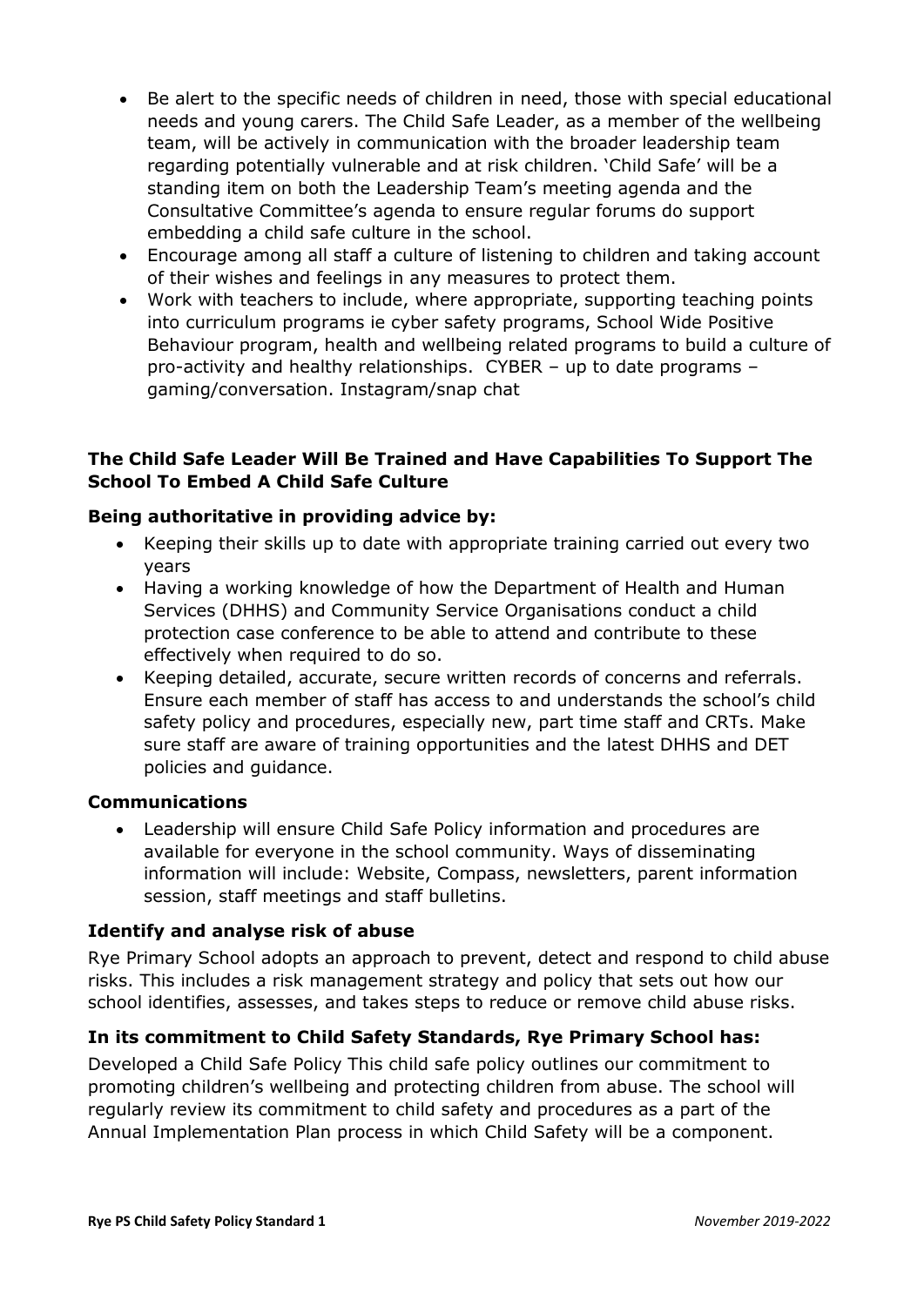- Be alert to the specific needs of children in need, those with special educational needs and young carers. The Child Safe Leader, as a member of the wellbeing team, will be actively in communication with the broader leadership team regarding potentially vulnerable and at risk children. 'Child Safe' will be a standing item on both the Leadership Team's meeting agenda and the Consultative Committee's agenda to ensure regular forums do support embedding a child safe culture in the school.
- Encourage among all staff a culture of listening to children and taking account of their wishes and feelings in any measures to protect them.
- Work with teachers to include, where appropriate, supporting teaching points into curriculum programs ie cyber safety programs, School Wide Positive Behaviour program, health and wellbeing related programs to build a culture of pro-activity and healthy relationships. CYBER – up to date programs – gaming/conversation. Instagram/snap chat

**The Child Safe Leader Will Be Trained and Have Capabilities To Support The School To Embed A Child Safe Culture**

**Being authoritative in providing advice by:**

- Keeping their skills up to date with appropriate training carried out every two years
- Having a working knowledge of how the Department of Health and Human Services (DHHS) and Community Service Organisations conduct a child protection case conference to be able to attend and contribute to these effectively when required to do so.
- Keeping detailed, accurate, secure written records of concerns and referrals. Ensure each member of staff has access to and understands the school's child safety policy and procedures, especially new, part time staff and CRTs. Make sure staff are aware of training opportunities and the latest DHHS and DET policies and guidance.

**Communications**

- Leadership will ensure Child Safe Policy information and procedures are available for everyone in the school community. Ways of disseminating information will include: Website, Compass, newsletters, parent information session, staff meetings and staff bulletins.

**Identify and analyse risk of abuse**

Rye Primary School adopts an approach to prevent, detect and respond to child abuse risks. This includes a risk management strategy and policy that sets out how our school identifies, assesses, and takes steps to reduce or remove child abuse risks.

**In its commitment to Child Safety Standards, Rye Primary School has:**

Developed a Child Safe Policy This child safe policy outlines our commitment to promoting children's wellbeing and protecting children from abuse. The school will regularly review its commitment to child safety and procedures as a part of the Annual Implementation Plan process in which Child Safety will be a component.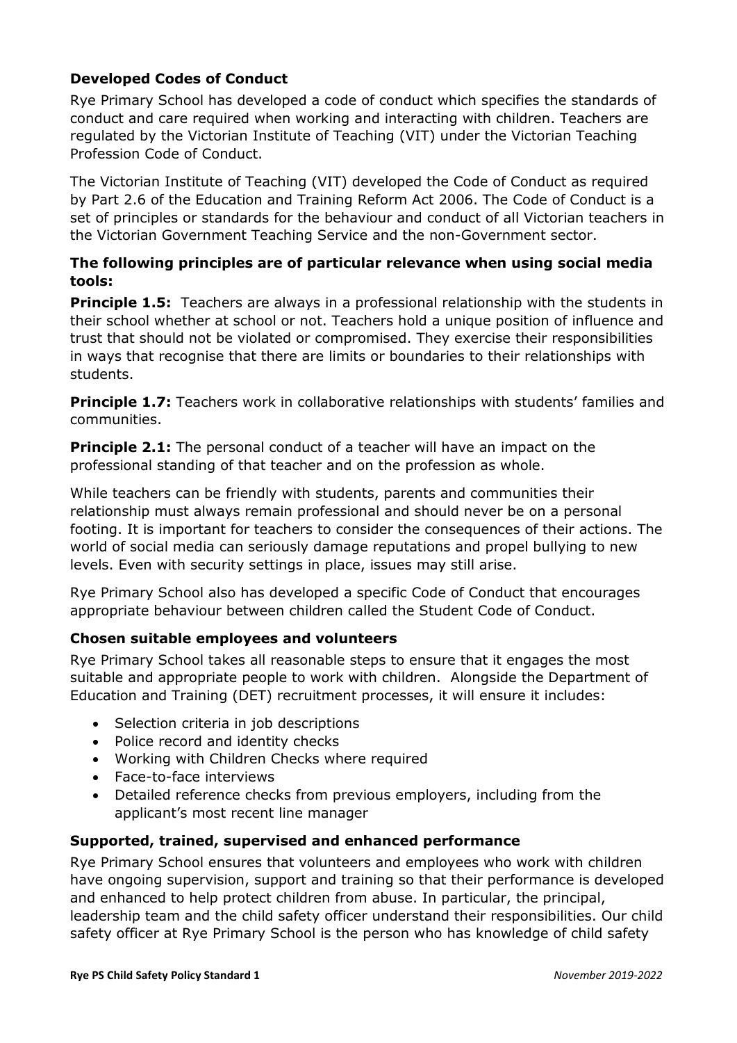### Developed Codes of Conduct

Rye Primary School has developed a code of conduct which specifies the standards of conduct and care required when working and interacting with children. Teachers are regulated by the Victorian Institute of Teaching (VIT) under the Victorian Teaching Profession Code of Conduct.

The Victorian Institute of Teaching (VIT) developed the Code of Conduct as required by Part 2.6 of the Education and Training Reform Act 2006. The Code of Conduct is a set of principles or standards for the behaviour and conduct of all Victorian teachers in the Victorian Government Teaching Service and the non-Government sector.

### The following principles are of particular relevance when using social media tools:

**Principle 1.5:** Teachers are always in a professional relationship with the students in their school whether at school or not. Teachers hold a unique position of influence and trust that should not be violated or compromised. They exercise their responsibilities in ways that recognise that there are limits or boundaries to their relationships with students.

**Principle 1.7:** Teachers work in collaborative relationships with students' families and communities.

**Principle 2.1:** The personal conduct of a teacher will have an impact on the professional standing of that teacher and on the profession as whole.

While teachers can be friendly with students, parents and communities their relationship must always remain professional and should never be on a personal footing. It is important for teachers to consider the consequences of their actions. The world of social media can seriously damage reputations and propel bullying to new levels. Even with security settings in place, issues may still arise.

Rye Primary School also has developed a specific Code of Conduct that encourages appropriate behaviour between children called the Student Code of Conduct.

### Chosen suitable employees and volunteers

Rye Primary School takes all reasonable steps to ensure that it engages the most suitable and appropriate people to work with children. Alongside the Department of Education and Training (DET) recruitment processes, it will ensure it includes:

- Selection criteria in job descriptions
- Police record and identity checks
- Working with Children Checks where required
- Face-to-face interviews
- Detailed reference checks from previous employers, including from the applicant's most recent line manager

### Supported, trained, supervised and enhanced performance

Rye Primary School ensures that volunteers and employees who work with children have ongoing supervision, support and training so that their performance is developed and enhanced to help protect children from abuse. In particular, the principal, leadership team and the child safety officer understand their responsibilities. Our child safety officer at Rye Primary School is the person who has knowledge of child safety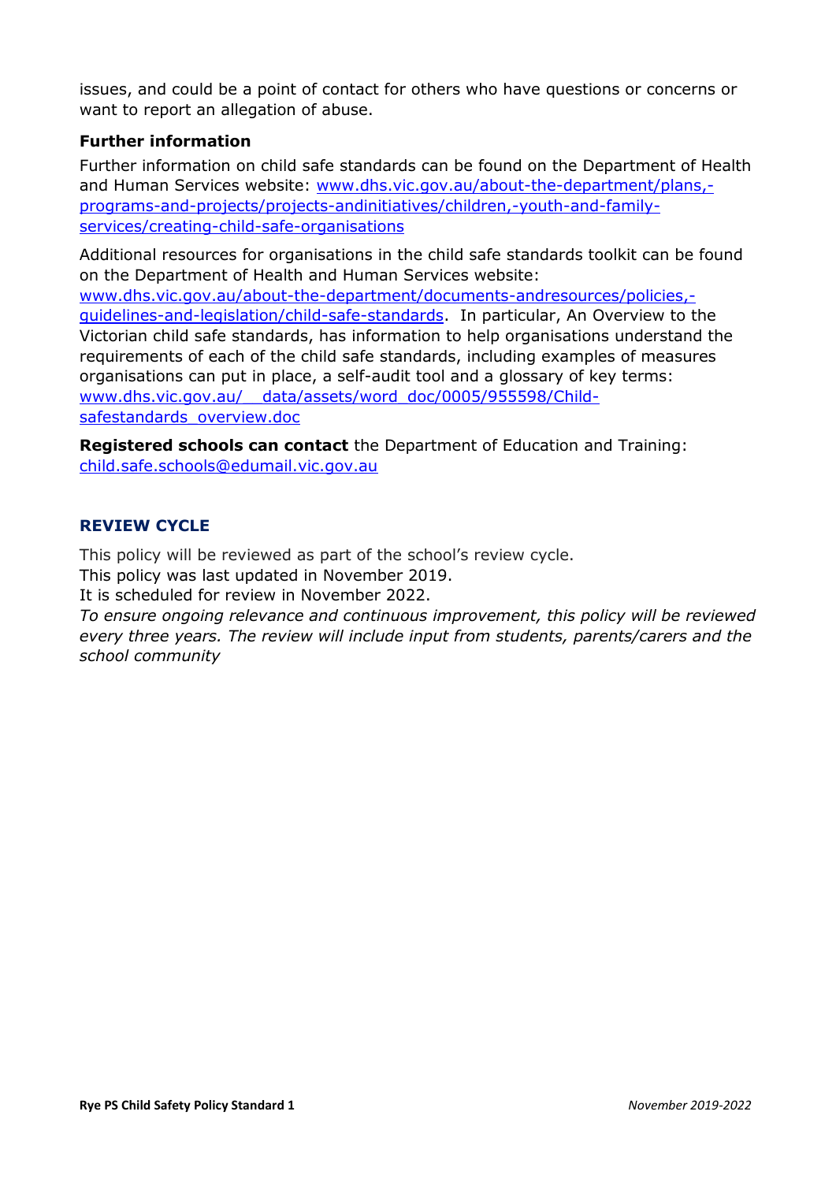issues, and could be a point of contact for others who have questions or concerns or want to report an allegation of abuse.

**Further information**

Further information on child safe standards can be found on the Department of Health and Human Services website: www.dhs.vic.gov.au/about-the-department/plans,-programs-and-projects/projects-andinitiatives/children,-youth-and-family-services/creating-child-safe-organisations

Additional resources for organisations in the child safe standards toolkit can be found on the Department of Health and Human Services website: www.dhs.vic.gov.au/about-the-department/documents-andresources/policies,-guidelines-and-legislation/child-safe-standards. In particular, An Overview to the Victorian child safe standards, has information to help organisations understand the requirements of each of the child safe standards, including examples of measures organisations can put in place, a self-audit tool and a glossary of key terms: www.dhs.vic.gov.au/__data/assets/word_doc/0005/955598/Child-safestandards_overview.doc

**Registered schools can contact** the Department of Education and Training: child.safe.schools@edumail.vic.gov.au

## REVIEW CYCLE

This policy will be reviewed as part of the school's review cycle.
This policy was last updated in November 2019.
It is scheduled for review in November 2022.
*To ensure ongoing relevance and continuous improvement, this policy will be reviewed every three years. The review will include input from students, parents/carers and the school community*